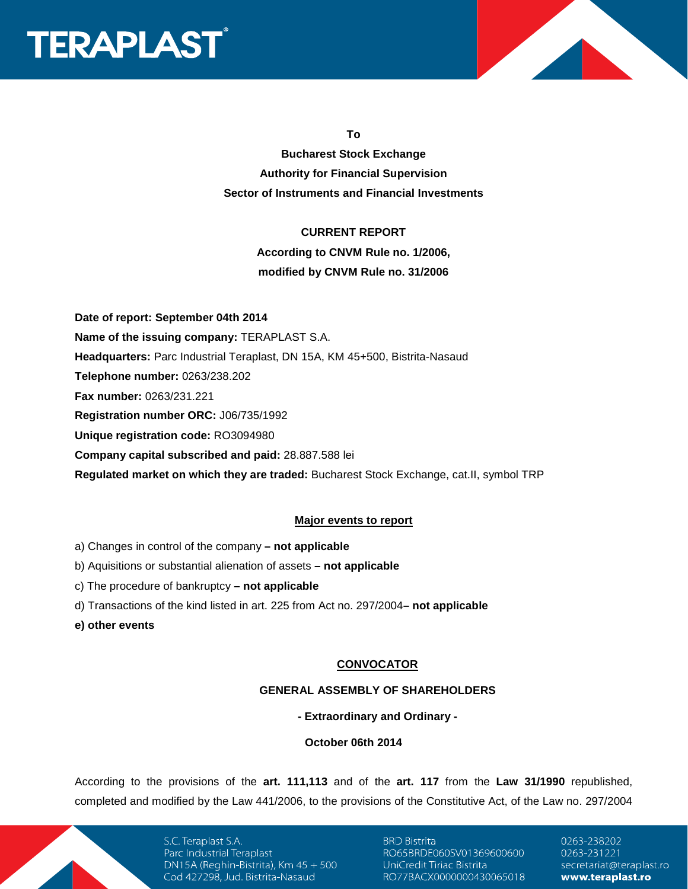**To**

**Bucharest Stock Exchange**

**Authority for Financial Supervision**

**Sector of Instruments and Financial Investments**

**CURRENT REPORT**

**According to CNVM Rule no. 1/2006,**

**modified by CNVM Rule no. 31/2006**

**Date of report: September 04th 2014**

**Name of the issuing company:** TERAPLAST S.A.

**Headquarters:** Parc Industrial Teraplast, DN 15A, KM 45+500, Bistrita-Nasaud

**Telephone number:** 0263/238.202

**Fax number:** 0263/231.221

**Registration number ORC:** J06/735/1992

**Unique registration code:** RO3094980

**Company capital subscribed and paid:** 28.887.588 lei

**Regulated market on which they are traded:** Bucharest Stock Exchange, cat.II, symbol TRP

**Major events to report**

a) Changes in control of the company **– not applicable**

b) Aquisitions or substantial alienation of assets **– not applicable**

c) The procedure of bankruptcy **– not applicable**

d) Transactions of the kind listed in art. 225 from Act no. 297/2004**– not applicable**

**e) other events**

**CONVOCATOR**

**GENERAL ASSEMBLY OF SHAREHOLDERS**

**- Extraordinary and Ordinary -**

**October 06th 2014**

According to the provisions of the **art. 111,113** and of the **art. 117** from the **Law 31/1990** republished, completed and modified by the Law 441/2006, to the provisions of the Constitutive Act, of the Law no. 297/2004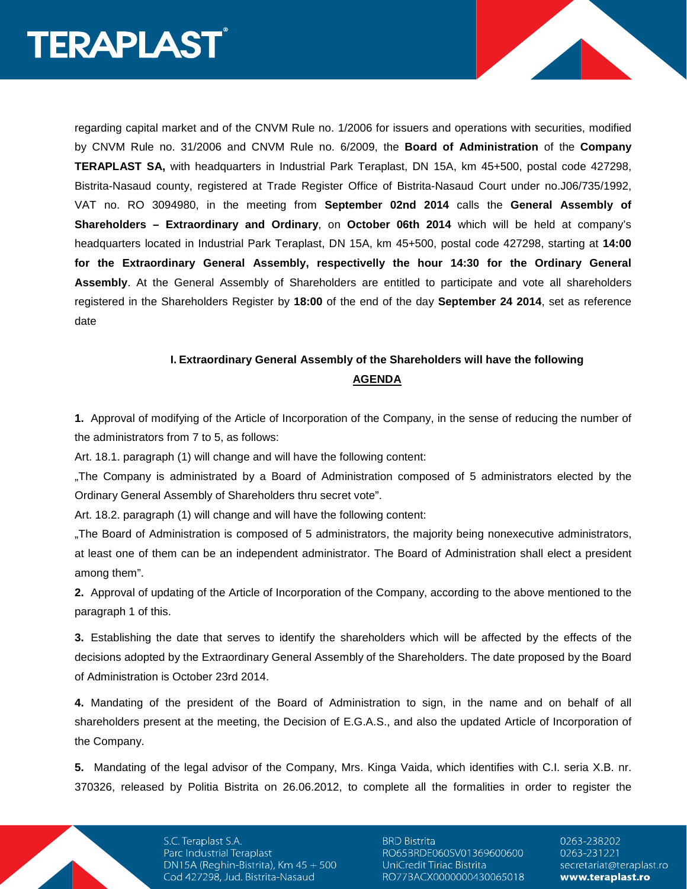regarding capital market and of the CNVM Rule no. 1/2006 for issuers and operations with securities, modified by CNVM Rule no. 31/2006 and CNVM Rule no. 6/2009, the **Board of Administration** of the **Company TERAPLAST SA,** with headquarters in Industrial Park Teraplast, DN 15A, km 45+500, postal code 427298, Bistrita-Nasaud county, registered at Trade Register Office of Bistrita-Nasaud Court under no.J06/735/1992, VAT no. RO 3094980, in the meeting from **September 02nd 2014** calls the **General Assembly of Shareholders – Extraordinary and Ordinary**, on **October 06th 2014** which will be held at company's headquarters located in Industrial Park Teraplast, DN 15A, km 45+500, postal code 427298, starting at **14:00 for the Extraordinary General Assembly, respectivelly the hour 14:30 for the Ordinary General Assembly**. At the General Assembly of Shareholders are entitled to participate and vote all shareholders registered in the Shareholders Register by **18:00** of the end of the day **September 24 2014**, set as reference date

**I. Extraordinary General Assembly of the Shareholders will have the following**

**AGENDA**

**1.** Approval of modifying of the Article of Incorporation of the Company, in the sense of reducing the number of the administrators from 7 to 5, as follows:

Art. 18.1. paragraph (1) will change and will have the following content:

„The Company is administrated by a Board of Administration composed of 5 administrators elected by the Ordinary General Assembly of Shareholders thru secret vote".

Art. 18.2. paragraph (1) will change and will have the following content:

„The Board of Administration is composed of 5 administrators, the majority being nonexecutive administrators, at least one of them can be an independent administrator. The Board of Administration shall elect a president among them".

**2.** Approval of updating of the Article of Incorporation of the Company, according to the above mentioned to the paragraph 1 of this.

**3.** Establishing the date that serves to identify the shareholders which will be affected by the effects of the decisions adopted by the Extraordinary General Assembly of the Shareholders. The date proposed by the Board of Administration is October 23rd 2014.

**4.** Mandating of the president of the Board of Administration to sign, in the name and on behalf of all shareholders present at the meeting, the Decision of E.G.A.S., and also the updated Article of Incorporation of the Company.

**5.** Mandating of the legal advisor of the Company, Mrs. Kinga Vaida, which identifies with C.I. seria X.B. nr. 370326, released by Politia Bistrita on 26.06.2012, to complete all the formalities in order to register the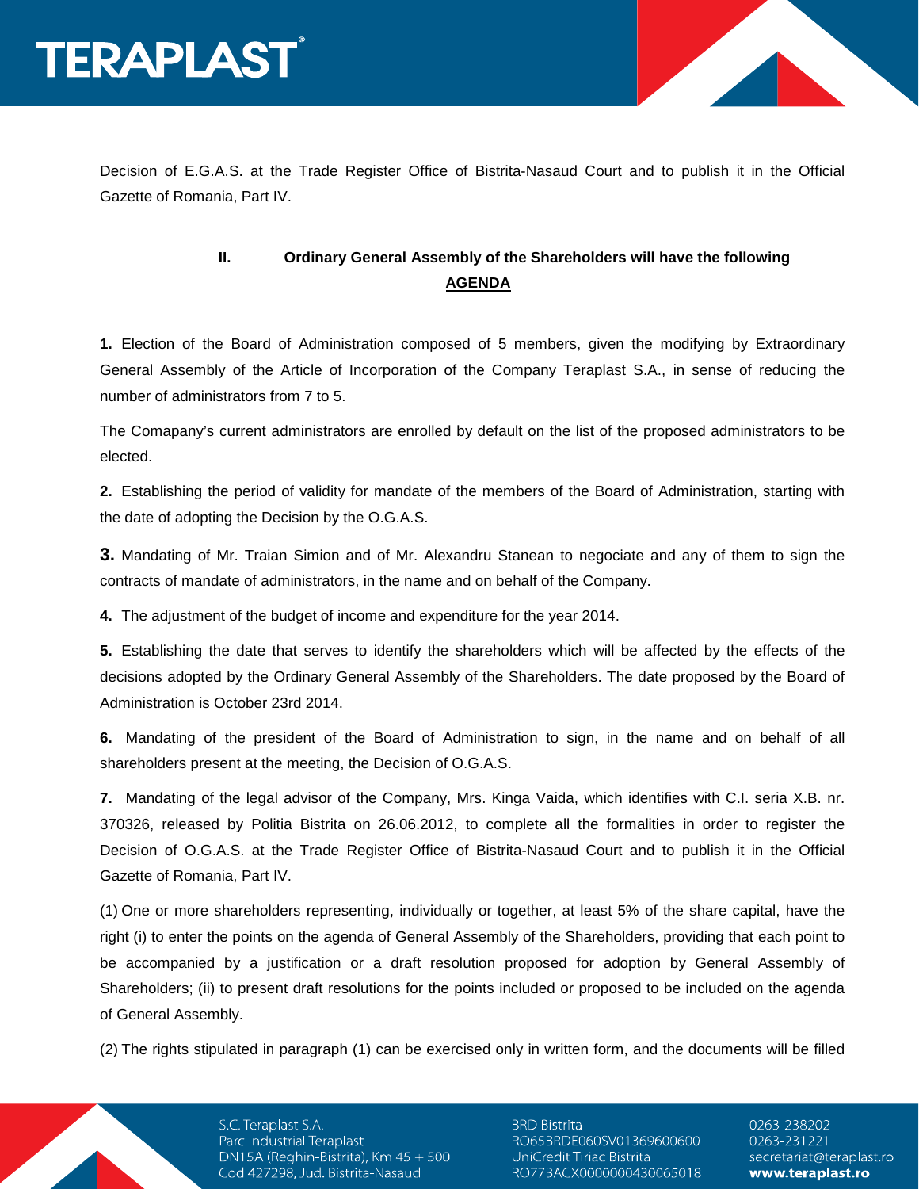Decision of E.G.A.S. at the Trade Register Office of Bistrita-Nasaud Court and to publish it in the Official Gazette of Romania, Part IV.

## II. Ordinary General Assembly of the Shareholders will have the following AGENDA

**1.** Election of the Board of Administration composed of 5 members, given the modifying by Extraordinary General Assembly of the Article of Incorporation of the Company Teraplast S.A., in sense of reducing the number of administrators from 7 to 5.

The Comapany's current administrators are enrolled by default on the list of the proposed administrators to be elected.

**2.** Establishing the period of validity for mandate of the members of the Board of Administration, starting with the date of adopting the Decision by the O.G.A.S.

**3.** Mandating of Mr. Traian Simion and of Mr. Alexandru Stanean to negociate and any of them to sign the contracts of mandate of administrators, in the name and on behalf of the Company.

**4.** The adjustment of the budget of income and expenditure for the year 2014.

**5.** Establishing the date that serves to identify the shareholders which will be affected by the effects of the decisions adopted by the Ordinary General Assembly of the Shareholders. The date proposed by the Board of Administration is October 23rd 2014.

**6.** Mandating of the president of the Board of Administration to sign, in the name and on behalf of all shareholders present at the meeting, the Decision of O.G.A.S.

**7.** Mandating of the legal advisor of the Company, Mrs. Kinga Vaida, which identifies with C.I. seria X.B. nr. 370326, released by Politia Bistrita on 26.06.2012, to complete all the formalities in order to register the Decision of O.G.A.S. at the Trade Register Office of Bistrita-Nasaud Court and to publish it in the Official Gazette of Romania, Part IV.

(1) One or more shareholders representing, individually or together, at least 5% of the share capital, have the right (i) to enter the points on the agenda of General Assembly of the Shareholders, providing that each point to be accompanied by a justification or a draft resolution proposed for adoption by General Assembly of Shareholders; (ii) to present draft resolutions for the points included or proposed to be included on the agenda of General Assembly.

(2) The rights stipulated in paragraph (1) can be exercised only in written form, and the documents will be filled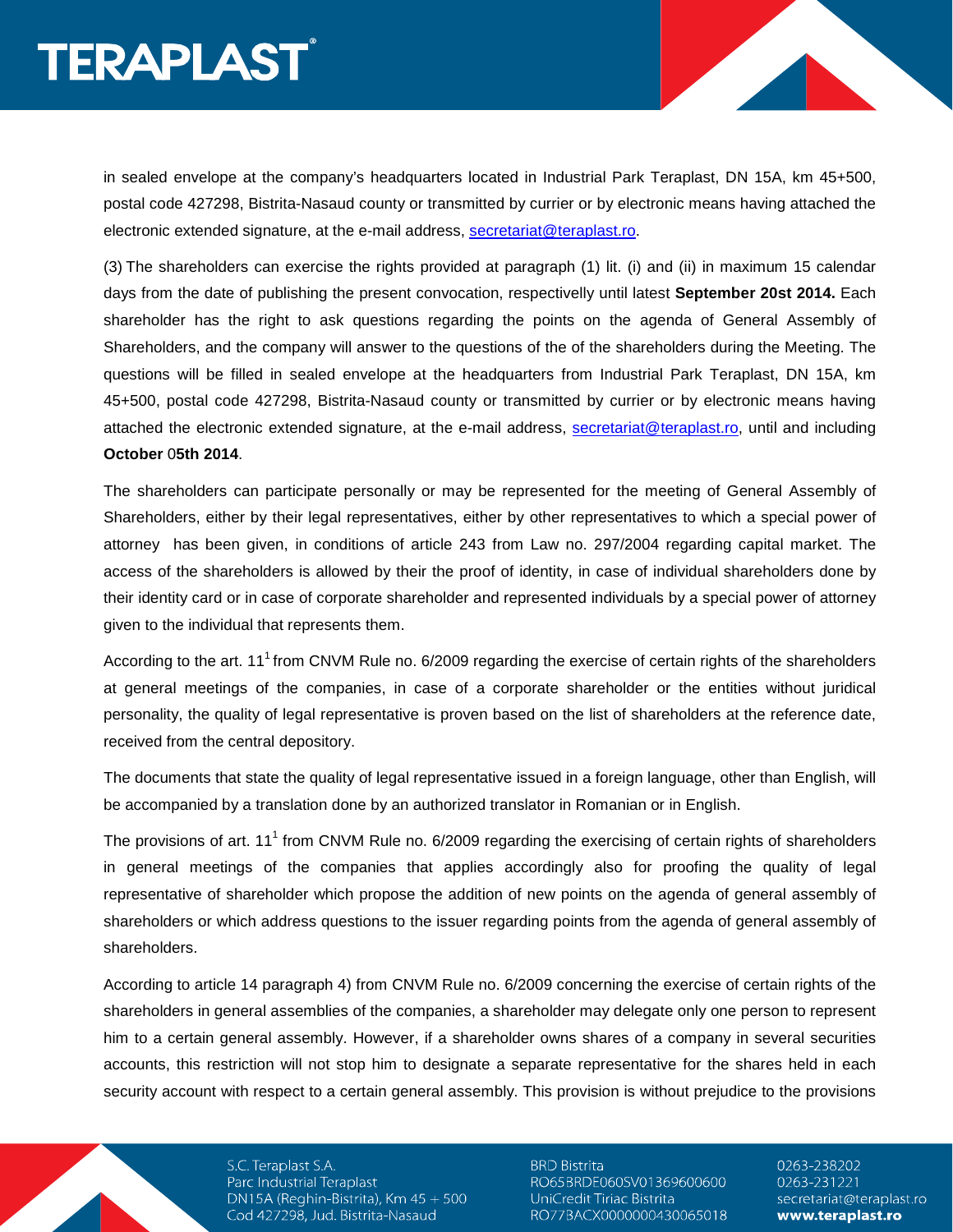in sealed envelope at the company's headquarters located in Industrial Park Teraplast, DN 15A, km 45+500, postal code 427298, Bistrita-Nasaud county or transmitted by currier or by electronic means having attached the electronic extended signature, at the e-mail address, secretariat@teraplast.ro.

(3) The shareholders can exercise the rights provided at paragraph (1) lit. (i) and (ii) in maximum 15 calendar days from the date of publishing the present convocation, respectivelly until latest **September 20st 2014.** Each shareholder has the right to ask questions regarding the points on the agenda of General Assembly of Shareholders, and the company will answer to the questions of the of the shareholders during the Meeting. The questions will be filled in sealed envelope at the headquarters from Industrial Park Teraplast, DN 15A, km 45+500, postal code 427298, Bistrita-Nasaud county or transmitted by currier or by electronic means having attached the electronic extended signature, at the e-mail address, secretariat@teraplast.ro, until and including **October** 0**5th 2014**.

The shareholders can participate personally or may be represented for the meeting of General Assembly of Shareholders, either by their legal representatives, either by other representatives to which a special power of attorney has been given, in conditions of article 243 from Law no. 297/2004 regarding capital market. The access of the shareholders is allowed by their the proof of identity, in case of individual shareholders done by their identity card or in case of corporate shareholder and represented individuals by a special power of attorney given to the individual that represents them.

According to the art. 11[1] from CNVM Rule no. 6/2009 regarding the exercise of certain rights of the shareholders at general meetings of the companies, in case of a corporate shareholder or the entities without juridical personality, the quality of legal representative is proven based on the list of shareholders at the reference date, received from the central depository.

The documents that state the quality of legal representative issued in a foreign language, other than English, will be accompanied by a translation done by an authorized translator in Romanian or in English.

The provisions of art. 11[1] from CNVM Rule no. 6/2009 regarding the exercising of certain rights of shareholders in general meetings of the companies that applies accordingly also for proofing the quality of legal representative of shareholder which propose the addition of new points on the agenda of general assembly of shareholders or which address questions to the issuer regarding points from the agenda of general assembly of shareholders.

According to article 14 paragraph 4) from CNVM Rule no. 6/2009 concerning the exercise of certain rights of the shareholders in general assemblies of the companies, a shareholder may delegate only one person to represent him to a certain general assembly. However, if a shareholder owns shares of a company in several securities accounts, this restriction will not stop him to designate a separate representative for the shares held in each security account with respect to a certain general assembly. This provision is without prejudice to the provisions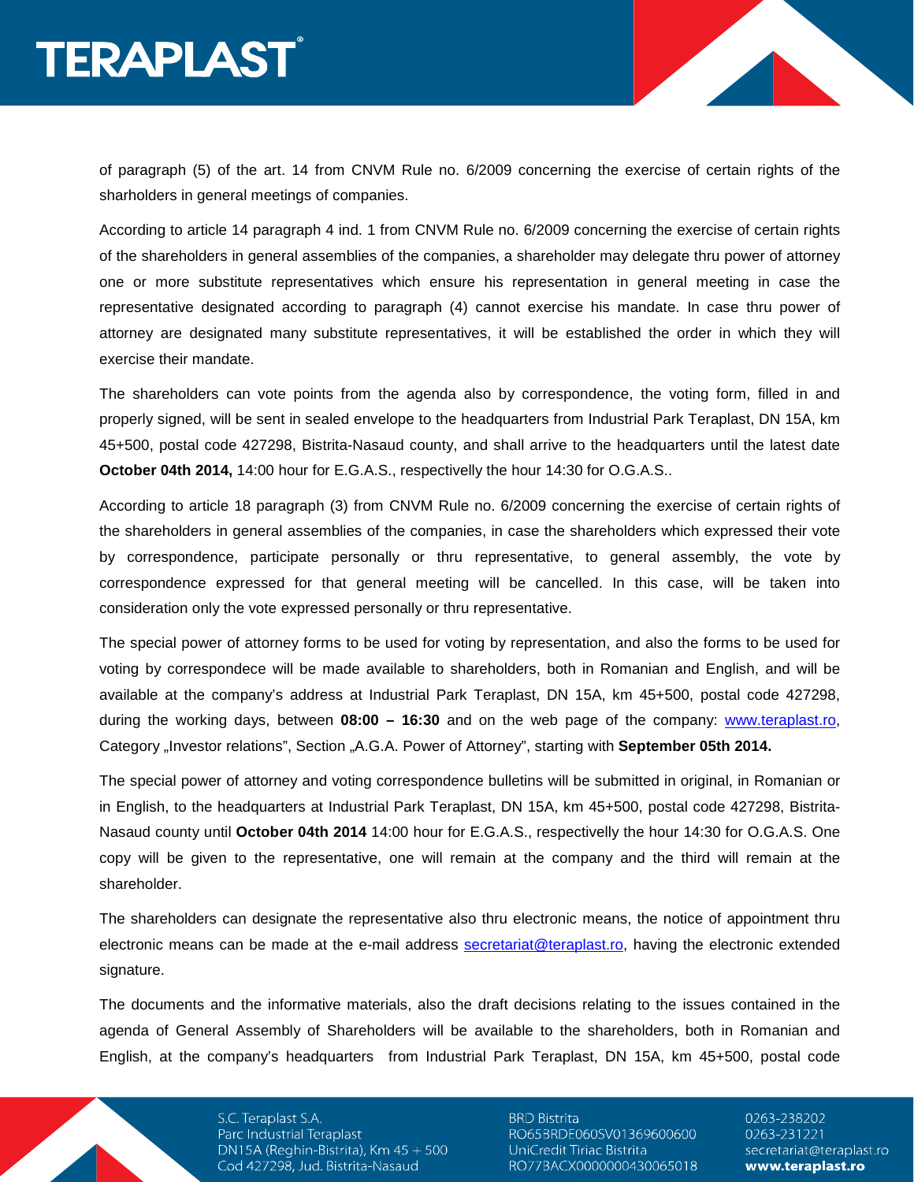of paragraph (5) of the art. 14 from CNVM Rule no. 6/2009 concerning the exercise of certain rights of the sharholders in general meetings of companies.

According to article 14 paragraph 4 ind. 1 from CNVM Rule no. 6/2009 concerning the exercise of certain rights of the shareholders in general assemblies of the companies, a shareholder may delegate thru power of attorney one or more substitute representatives which ensure his representation in general meeting in case the representative designated according to paragraph (4) cannot exercise his mandate. In case thru power of attorney are designated many substitute representatives, it will be established the order in which they will exercise their mandate.

The shareholders can vote points from the agenda also by correspondence, the voting form, filled in and properly signed, will be sent in sealed envelope to the headquarters from Industrial Park Teraplast, DN 15A, km 45+500, postal code 427298, Bistrita-Nasaud county, and shall arrive to the headquarters until the latest date **October 04th 2014,** 14:00 hour for E.G.A.S., respectivelly the hour 14:30 for O.G.A.S..

According to article 18 paragraph (3) from CNVM Rule no. 6/2009 concerning the exercise of certain rights of the shareholders in general assemblies of the companies, in case the shareholders which expressed their vote by correspondence, participate personally or thru representative, to general assembly, the vote by correspondence expressed for that general meeting will be cancelled. In this case, will be taken into consideration only the vote expressed personally or thru representative.

The special power of attorney forms to be used for voting by representation, and also the forms to be used for voting by correspondece will be made available to shareholders, both in Romanian and English, and will be available at the company's address at Industrial Park Teraplast, DN 15A, km 45+500, postal code 427298, during the working days, between **08:00 – 16:30** and on the web page of the company: www.teraplast.ro, Category „Investor relations", Section „A.G.A. Power of Attorney", starting with **September 05th 2014.**

The special power of attorney and voting correspondence bulletins will be submitted in original, in Romanian or in English, to the headquarters at Industrial Park Teraplast, DN 15A, km 45+500, postal code 427298, Bistrita-Nasaud county until **October 04th 2014** 14:00 hour for E.G.A.S., respectivelly the hour 14:30 for O.G.A.S. One copy will be given to the representative, one will remain at the company and the third will remain at the shareholder.

The shareholders can designate the representative also thru electronic means, the notice of appointment thru electronic means can be made at the e-mail address secretariat@teraplast.ro, having the electronic extended signature.

The documents and the informative materials, also the draft decisions relating to the issues contained in the agenda of General Assembly of Shareholders will be available to the shareholders, both in Romanian and English, at the company's headquarters from Industrial Park Teraplast, DN 15A, km 45+500, postal code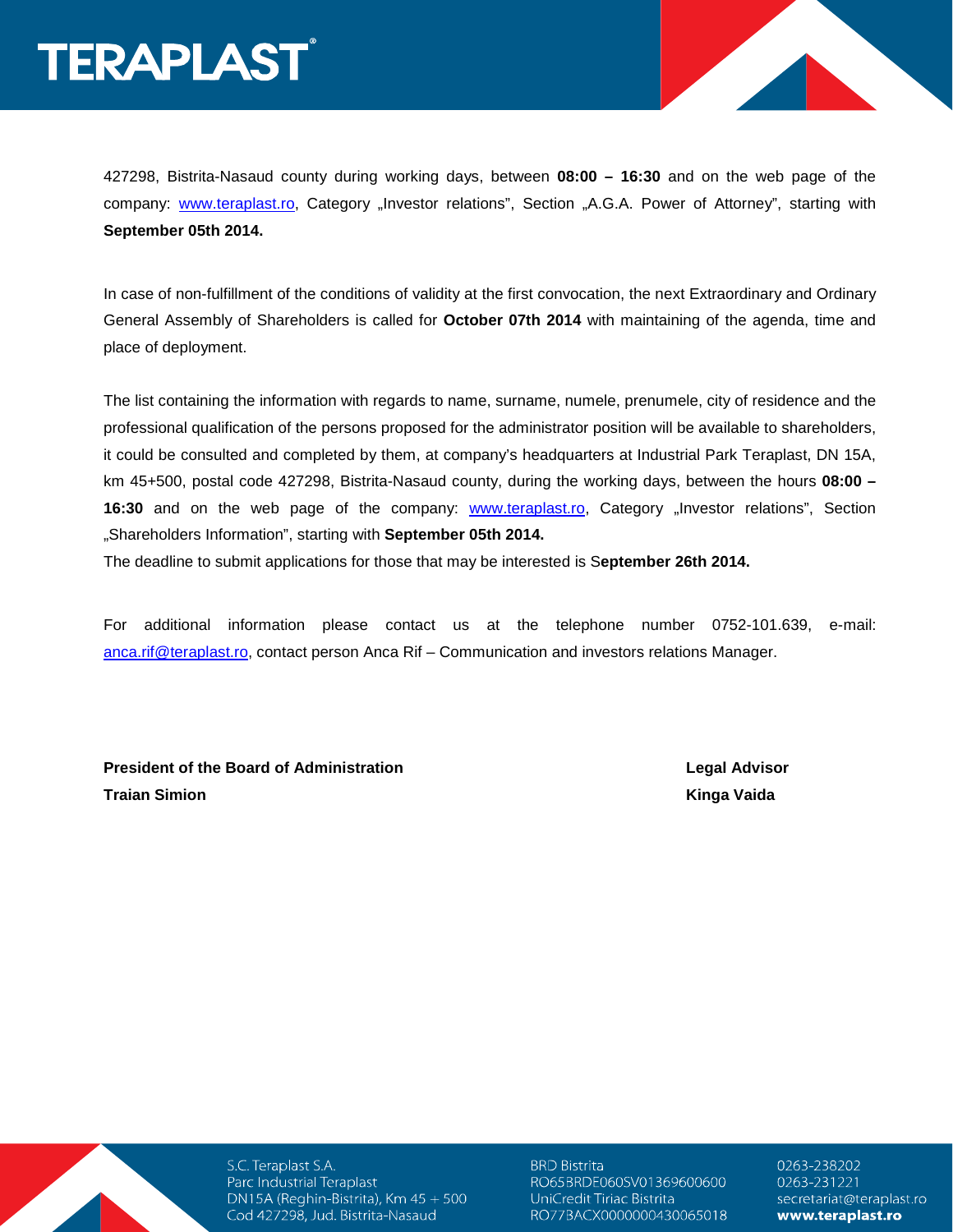427298, Bistrita-Nasaud county during working days, between **08:00 – 16:30** and on the web page of the company: www.teraplast.ro, Category „Investor relations", Section „A.G.A. Power of Attorney", starting with **September 05th 2014.**

In case of non-fulfillment of the conditions of validity at the first convocation, the next Extraordinary and Ordinary General Assembly of Shareholders is called for **October 07th 2014** with maintaining of the agenda, time and place of deployment.

The list containing the information with regards to name, surname, numele, prenumele, city of residence and the professional qualification of the persons proposed for the administrator position will be available to shareholders, it could be consulted and completed by them, at company's headquarters at Industrial Park Teraplast, DN 15A, km 45+500, postal code 427298, Bistrita-Nasaud county, during the working days, between the hours **08:00 – 16:30** and on the web page of the company: www.teraplast.ro, Category „Investor relations", Section „Shareholders Information", starting with **September 05th 2014.**
The deadline to submit applications for those that may be interested is S**eptember 26th 2014.**

For additional information please contact us at the telephone number 0752-101.639, e-mail: anca.rif@teraplast.ro, contact person Anca Rif – Communication and investors relations Manager.

**President of the Board of Administration**
**Traian Simion**

**Legal Advisor**
**Kinga Vaida**